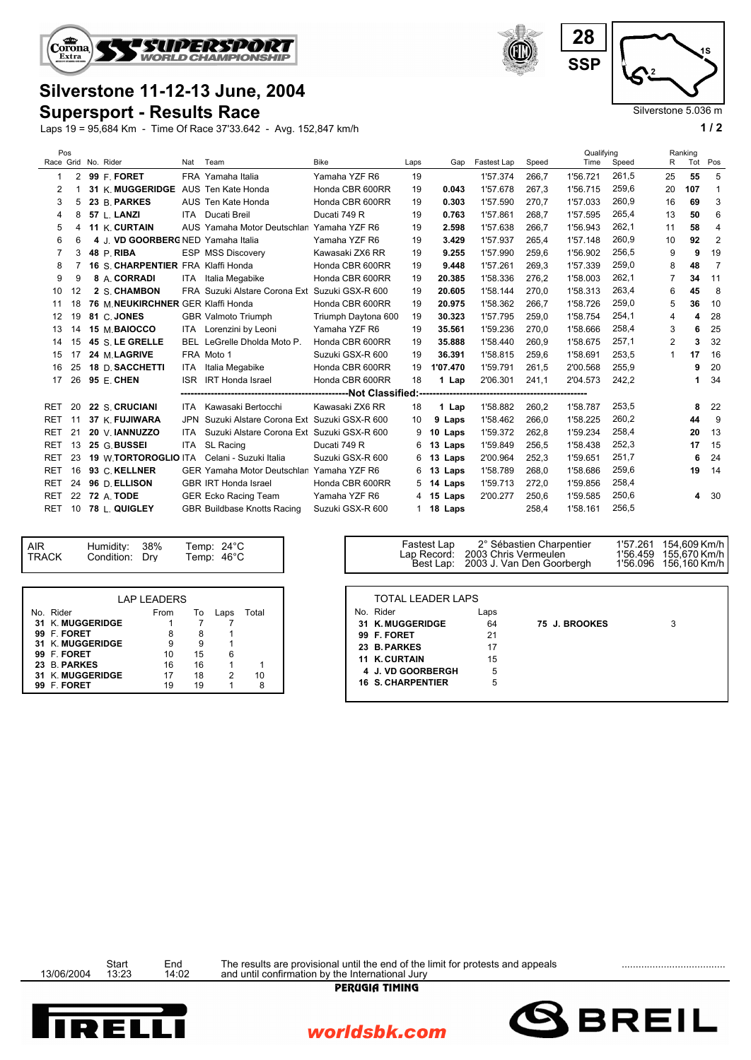# Silverstone 11-12-13 June, 2004

## Supersport - Results Race

Laps 19 = 95,684 Km - Time Of Race 37'33.642 - Avg. 152,847 km/h

28 SSP

Silverstone 5.036 m

| Pos Race | Grid | No. | Rider | Nat | Team | Bike | Laps | Gap | Fastest Lap | Speed | Qualifying Time | Qualifying Speed | Ranking R | Ranking Tot | Ranking Pos |
|---|---|---|---|---|---|---|---|---|---|---|---|---|---|---|---|
| 1 | 2 | 99 | F. FORET | FRA | Yamaha Italia | Yamaha YZF R6 | 19 | | 1'57.374 | 266,7 | 1'56.721 | 261,5 | 25 | 55 | 5 |
| 2 | 1 | 31 | K. MUGGERIDGE | AUS | Ten Kate Honda | Honda CBR 600RR | 19 | 0.043 | 1'57.678 | 267,3 | 1'56.715 | 259,6 | 20 | 107 | 1 |
| 3 | 5 | 23 | B. PARKES | AUS | Ten Kate Honda | Honda CBR 600RR | 19 | 0.303 | 1'57.590 | 270,7 | 1'57.033 | 260,9 | 16 | 69 | 3 |
| 4 | 8 | 57 | L. LANZI | ITA | Ducati Breil | Ducati 749 R | 19 | 0.763 | 1'57.861 | 268,7 | 1'57.595 | 265,4 | 13 | 50 | 6 |
| 5 | 4 | 11 | K. CURTAIN | AUS | Yamaha Motor Deutschlan | Yamaha YZF R6 | 19 | 2.598 | 1'57.638 | 266,7 | 1'56.943 | 262,1 | 11 | 58 | 4 |
| 6 | 6 | 4 | J. VD GOORBERG | NED | Yamaha Italia | Yamaha YZF R6 | 19 | 3.429 | 1'57.937 | 265,4 | 1'57.148 | 260,9 | 10 | 92 | 2 |
| 7 | 3 | 48 | P. RIBA | ESP | MSS Discovery | Kawasaki ZX6 RR | 19 | 9.255 | 1'57.990 | 259,6 | 1'56.902 | 256,5 | 9 | 9 | 19 |
| 8 | 7 | 16 | S. CHARPENTIER | FRA | Klaffi Honda | Honda CBR 600RR | 19 | 9.448 | 1'57.261 | 269,3 | 1'57.339 | 259,0 | 8 | 48 | 7 |
| 9 | 9 | 8 | A. CORRADI | ITA | Italia Megabike | Honda CBR 600RR | 19 | 20.385 | 1'58.336 | 276,2 | 1'58.003 | 262,1 | 7 | 34 | 11 |
| 10 | 12 | 2 | S. CHAMBON | FRA | Suzuki Alstare Corona Ext | Suzuki GSX-R 600 | 19 | 20.605 | 1'58.144 | 270,0 | 1'58.313 | 263,4 | 6 | 45 | 8 |
| 11 | 18 | 76 | M. NEUKIRCHNER | GER | Klaffi Honda | Honda CBR 600RR | 19 | 20.975 | 1'58.362 | 266,7 | 1'58.726 | 259,0 | 5 | 36 | 10 |
| 12 | 19 | 81 | C. JONES | GBR | Valmoto Triumph | Triumph Daytona 600 | 19 | 30.323 | 1'57.795 | 259,0 | 1'58.754 | 254,1 | 4 | 4 | 28 |
| 13 | 14 | 15 | M. BAIOCCO | ITA | Lorenzini by Leoni | Yamaha YZF R6 | 19 | 35.561 | 1'59.236 | 270,0 | 1'58.666 | 258,4 | 3 | 6 | 25 |
| 14 | 15 | 45 | S. LE GRELLE | BEL | LeGrelle Dholda Moto P. | Honda CBR 600RR | 19 | 35.888 | 1'58.440 | 260,9 | 1'58.675 | 257,1 | 2 | 3 | 32 |
| 15 | 17 | 24 | M. LAGRIVE | FRA | Moto 1 | Suzuki GSX-R 600 | 19 | 36.391 | 1'58.815 | 259,6 | 1'58.691 | 253,5 | 1 | 17 | 16 |
| 16 | 25 | 18 | D. SACCHETTI | ITA | Italia Megabike | Honda CBR 600RR | 19 | 1'07.470 | 1'59.791 | 261,5 | 2'00.568 | 255,9 | | 9 | 20 |
| 17 | 26 | 95 | E. CHEN | ISR | IRT Honda Israel | Honda CBR 600RR | 18 | 1 Lap | 2'06.301 | 241,1 | 2'04.573 | 242,2 | | 1 | 34 |
| **Not Classified:** | | | | | | | | | | | | | | | |
| RET | 20 | 22 | S. CRUCIANI | ITA | Kawasaki Bertocchi | Kawasaki ZX6 RR | 18 | 1 Lap | 1'58.882 | 260,2 | 1'58.787 | 253,5 | | 8 | 22 |
| RET | 11 | 37 | K. FUJIWARA | JPN | Suzuki Alstare Corona Ext | Suzuki GSX-R 600 | 10 | 9 Laps | 1'58.462 | 266,0 | 1'58.225 | 260,2 | | 44 | 9 |
| RET | 21 | 20 | V. IANNUZZO | ITA | Suzuki Alstare Corona Ext | Suzuki GSX-R 600 | 9 | 10 Laps | 1'59.372 | 262,8 | 1'59.234 | 258,4 | | 20 | 13 |
| RET | 13 | 25 | G. BUSSEI | ITA | SL Racing | Ducati 749 R | 6 | 13 Laps | 1'59.849 | 256,5 | 1'58.438 | 252,3 | | 17 | 15 |
| RET | 23 | 19 | W. TORTOROGLIO | ITA | Celani - Suzuki Italia | Suzuki GSX-R 600 | 6 | 13 Laps | 2'00.964 | 252,3 | 1'59.651 | 251,7 | | 6 | 24 |
| RET | 16 | 93 | C. KELLNER | GER | Yamaha Motor Deutschlan | Yamaha YZF R6 | 6 | 13 Laps | 1'58.789 | 268,0 | 1'58.686 | 259,6 | | 19 | 14 |
| RET | 24 | 96 | D. ELLISON | GBR | IRT Honda Israel | Honda CBR 600RR | 5 | 14 Laps | 1'59.713 | 272,0 | 1'59.856 | 258,4 | | | |
| RET | 22 | 72 | A. TODE | GER | Ecko Racing Team | Yamaha YZF R6 | 4 | 15 Laps | 2'00.277 | 250,6 | 1'59.585 | 250,6 | | 4 | 30 |
| RET | 10 | 78 | L. QUIGLEY | GBR | Buildbase Knotts Racing | Suzuki GSX-R 600 | 1 | 18 Laps | | 258,4 | 1'58.161 | 256,5 | | | |

| | | |
|---|---|---|
| AIR | Humidity: 38% | Temp: 24°C |
| TRACK | Condition: Dry | Temp: 46°C |

| | | | |
|---|---|---|---|
| Fastest Lap | 2° Sébastien Charpentier | 1'57.261 | 154,609 Km/h |
| Lap Record: | 2003 Chris Vermeulen | 1'56.459 | 155,670 Km/h |
| Best Lap: | 2003 J. Van Den Goorbergh | 1'56.096 | 156,160 Km/h |

**LAP LEADERS**

| No. | Rider | From | To | Laps | Total |
|---|---|---|---|---|---|
| 31 | K. MUGGERIDGE | 1 | 7 | 7 | |
| 99 | F. FORET | 8 | 8 | 1 | |
| 31 | K. MUGGERIDGE | 9 | 9 | 1 | |
| 99 | F. FORET | 10 | 15 | 6 | |
| 23 | B. PARKES | 16 | 16 | 1 | 1 |
| 31 | K. MUGGERIDGE | 17 | 18 | 2 | 10 |
| 99 | F. FORET | 19 | 19 | 1 | 8 |

**TOTAL LEADER LAPS**

| No. | Rider | Laps |
|---|---|---|
| 31 | K. MUGGERIDGE | 64 |
| 99 | F. FORET | 21 |
| 23 | B. PARKES | 17 |
| 11 | K. CURTAIN | 15 |
| 4 | J. VD GOORBERGH | 5 |
| 16 | S. CHARPENTIER | 5 |
| 75 | J. BROOKES | 3 |

13/06/2004 Start 13:23 End 14:02

The results are provisional until the end of the limit for protests and appeals and until confirmation by the International Jury

PERUGIA TIMING

worldsbk.com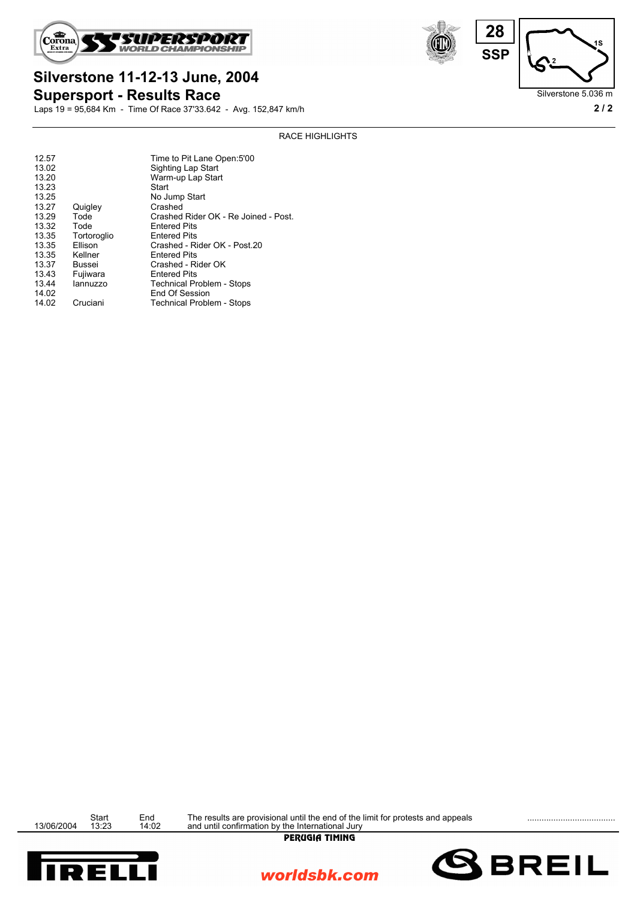# Silverstone 11-12-13 June, 2004

## Supersport - Results Race

Laps 19 = 95,684 Km - Time Of Race 37'33.642 - Avg. 152,847 km/h

Silverstone 5.036 m

RACE HIGHLIGHTS

| | | |
|---|---|---|
| 12.57 | | Time to Pit Lane Open:5'00 |
| 13.02 | | Sighting Lap Start |
| 13.20 | | Warm-up Lap Start |
| 13.23 | | Start |
| 13.25 | | No Jump Start |
| 13.27 | Quigley | Crashed |
| 13.29 | Tode | Crashed Rider OK - Re Joined - Post. |
| 13.32 | Tode | Entered Pits |
| 13.35 | Tortoroglio | Entered Pits |
| 13.35 | Ellison | Crashed - Rider OK - Post.20 |
| 13.35 | Kellner | Entered Pits |
| 13.37 | Bussei | Crashed - Rider OK |
| 13.43 | Fujiwara | Entered Pits |
| 13.44 | Iannuzzo | Technical Problem - Stops |
| 14.02 | | End Of Session |
| 14.02 | Cruciani | Technical Problem - Stops |

| | Start | End |
|---|---|---|
| 13/06/2004 | 13:23 | 14:02 |

The results are provisional until the end of the limit for protests and appeals and until confirmation by the International Jury

.....................................